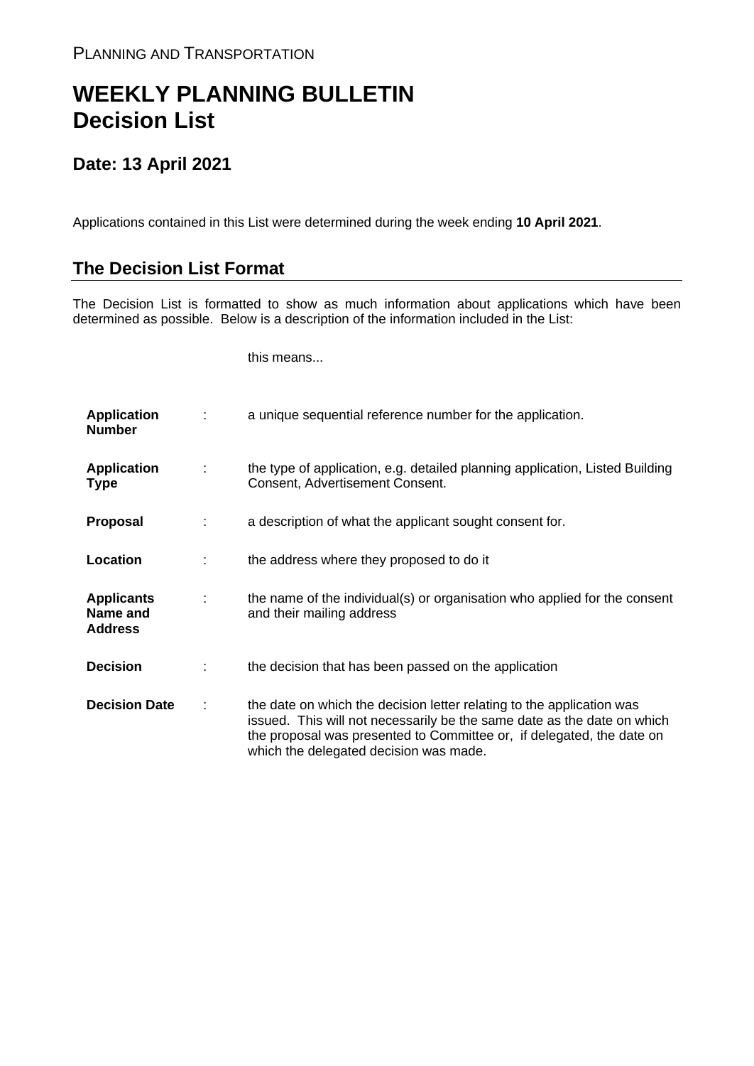PLANNING AND TRANSPORTATION

# WEEKLY PLANNING BULLETIN
# Decision List

## Date: 13 April 2021

Applications contained in this List were determined during the week ending **10 April 2021**.

## The Decision List Format

The Decision List is formatted to show as much information about applications which have been determined as possible. Below is a description of the information included in the List:

| | | this means... |
|---|---|---|
| **Application Number** | : | a unique sequential reference number for the application. |
| **Application Type** | : | the type of application, e.g. detailed planning application, Listed Building Consent, Advertisement Consent. |
| **Proposal** | : | a description of what the applicant sought consent for. |
| **Location** | : | the address where they proposed to do it |
| **Applicants Name and Address** | : | the name of the individual(s) or organisation who applied for the consent and their mailing address |
| **Decision** | : | the decision that has been passed on the application |
| **Decision Date** | : | the date on which the decision letter relating to the application was issued. This will not necessarily be the same date as the date on which the proposal was presented to Committee or, if delegated, the date on which the delegated decision was made. |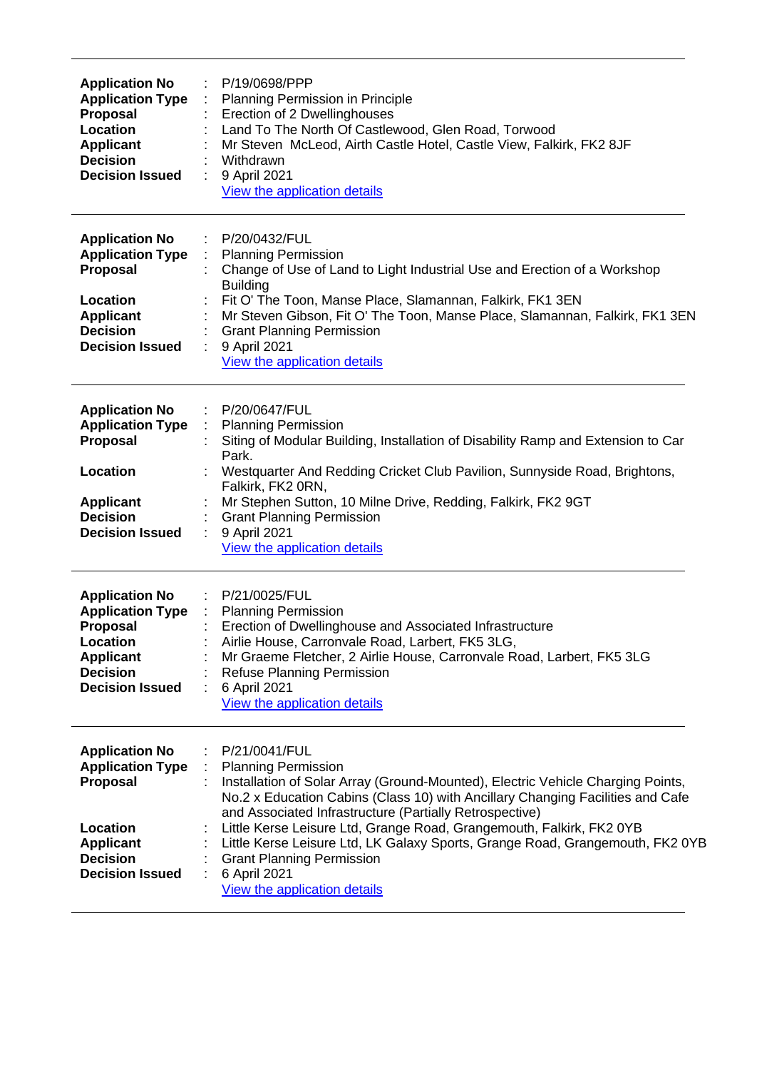---

| | | |
|---|---|---|
| **Application No** | : | P/19/0698/PPP |
| **Application Type** | : | Planning Permission in Principle |
| **Proposal** | : | Erection of 2 Dwellinghouses |
| **Location** | : | Land To The North Of Castlewood, Glen Road, Torwood |
| **Applicant** | : | Mr Steven McLeod, Airth Castle Hotel, Castle View, Falkirk, FK2 8JF |
| **Decision** | : | Withdrawn |
| **Decision Issued** | : | 9 April 2021 |
| | | View the application details |

---

| | | |
|---|---|---|
| **Application No** | : | P/20/0432/FUL |
| **Application Type** | : | Planning Permission |
| **Proposal** | : | Change of Use of Land to Light Industrial Use and Erection of a Workshop Building |
| **Location** | : | Fit O' The Toon, Manse Place, Slamannan, Falkirk, FK1 3EN |
| **Applicant** | : | Mr Steven Gibson, Fit O' The Toon, Manse Place, Slamannan, Falkirk, FK1 3EN |
| **Decision** | : | Grant Planning Permission |
| **Decision Issued** | : | 9 April 2021 |
| | | View the application details |

---

| | | |
|---|---|---|
| **Application No** | : | P/20/0647/FUL |
| **Application Type** | : | Planning Permission |
| **Proposal** | : | Siting of Modular Building, Installation of Disability Ramp and Extension to Car Park. |
| **Location** | : | Westquarter And Redding Cricket Club Pavilion, Sunnyside Road, Brightons, Falkirk, FK2 0RN, |
| **Applicant** | : | Mr Stephen Sutton, 10 Milne Drive, Redding, Falkirk, FK2 9GT |
| **Decision** | : | Grant Planning Permission |
| **Decision Issued** | : | 9 April 2021 |
| | | View the application details |

---

| | | |
|---|---|---|
| **Application No** | : | P/21/0025/FUL |
| **Application Type** | : | Planning Permission |
| **Proposal** | : | Erection of Dwellinghouse and Associated Infrastructure |
| **Location** | : | Airlie House, Carronvale Road, Larbert, FK5 3LG, |
| **Applicant** | : | Mr Graeme Fletcher, 2 Airlie House, Carronvale Road, Larbert, FK5 3LG |
| **Decision** | : | Refuse Planning Permission |
| **Decision Issued** | : | 6 April 2021 |
| | | View the application details |

---

| | | |
|---|---|---|
| **Application No** | : | P/21/0041/FUL |
| **Application Type** | : | Planning Permission |
| **Proposal** | : | Installation of Solar Array (Ground-Mounted), Electric Vehicle Charging Points, No.2 x Education Cabins (Class 10) with Ancillary Changing Facilities and Cafe and Associated Infrastructure (Partially Retrospective) |
| **Location** | : | Little Kerse Leisure Ltd, Grange Road, Grangemouth, Falkirk, FK2 0YB |
| **Applicant** | : | Little Kerse Leisure Ltd, LK Galaxy Sports, Grange Road, Grangemouth, FK2 0YB |
| **Decision** | : | Grant Planning Permission |
| **Decision Issued** | : | 6 April 2021 |
| | | View the application details |

---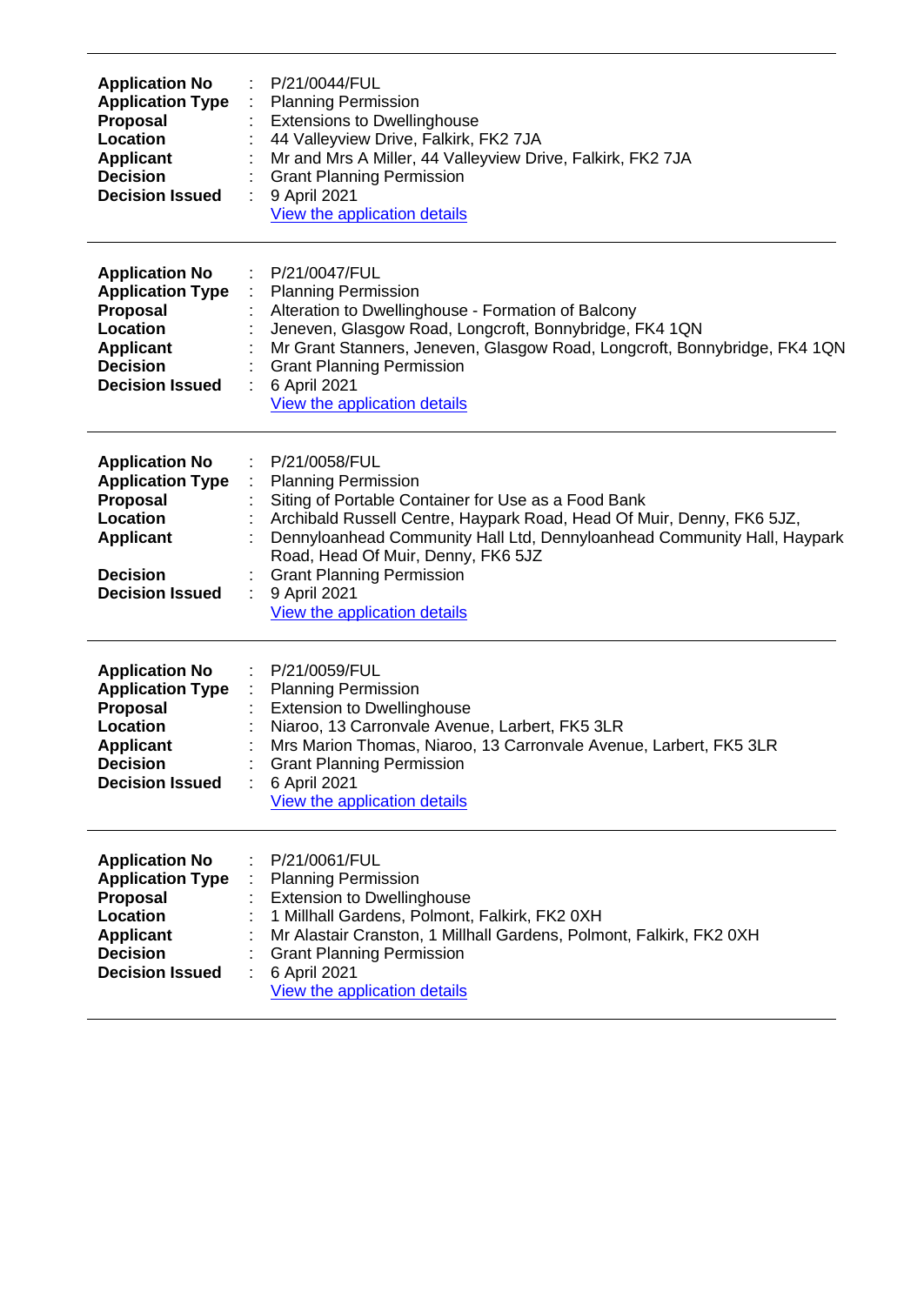---

| | | |
|---|---|---|
| **Application No** | : | P/21/0044/FUL |
| **Application Type** | : | Planning Permission |
| **Proposal** | : | Extensions to Dwellinghouse |
| **Location** | : | 44 Valleyview Drive, Falkirk, FK2 7JA |
| **Applicant** | : | Mr and Mrs A Miller, 44 Valleyview Drive, Falkirk, FK2 7JA |
| **Decision** | : | Grant Planning Permission |
| **Decision Issued** | : | 9 April 2021 |
| | | View the application details |

---

| | | |
|---|---|---|
| **Application No** | : | P/21/0047/FUL |
| **Application Type** | : | Planning Permission |
| **Proposal** | : | Alteration to Dwellinghouse - Formation of Balcony |
| **Location** | : | Jeneven, Glasgow Road, Longcroft, Bonnybridge, FK4 1QN |
| **Applicant** | : | Mr Grant Stanners, Jeneven, Glasgow Road, Longcroft, Bonnybridge, FK4 1QN |
| **Decision** | : | Grant Planning Permission |
| **Decision Issued** | : | 6 April 2021 |
| | | View the application details |

---

| | | |
|---|---|---|
| **Application No** | : | P/21/0058/FUL |
| **Application Type** | : | Planning Permission |
| **Proposal** | : | Siting of Portable Container for Use as a Food Bank |
| **Location** | : | Archibald Russell Centre, Haypark Road, Head Of Muir, Denny, FK6 5JZ, |
| **Applicant** | : | Dennyloanhead Community Hall Ltd, Dennyloanhead Community Hall, Haypark Road, Head Of Muir, Denny, FK6 5JZ |
| **Decision** | : | Grant Planning Permission |
| **Decision Issued** | : | 9 April 2021 |
| | | View the application details |

---

| | | |
|---|---|---|
| **Application No** | : | P/21/0059/FUL |
| **Application Type** | : | Planning Permission |
| **Proposal** | : | Extension to Dwellinghouse |
| **Location** | : | Niaroo, 13 Carronvale Avenue, Larbert, FK5 3LR |
| **Applicant** | : | Mrs Marion Thomas, Niaroo, 13 Carronvale Avenue, Larbert, FK5 3LR |
| **Decision** | : | Grant Planning Permission |
| **Decision Issued** | : | 6 April 2021 |
| | | View the application details |

---

| | | |
|---|---|---|
| **Application No** | : | P/21/0061/FUL |
| **Application Type** | : | Planning Permission |
| **Proposal** | : | Extension to Dwellinghouse |
| **Location** | : | 1 Millhall Gardens, Polmont, Falkirk, FK2 0XH |
| **Applicant** | : | Mr Alastair Cranston, 1 Millhall Gardens, Polmont, Falkirk, FK2 0XH |
| **Decision** | : | Grant Planning Permission |
| **Decision Issued** | : | 6 April 2021 |
| | | View the application details |

---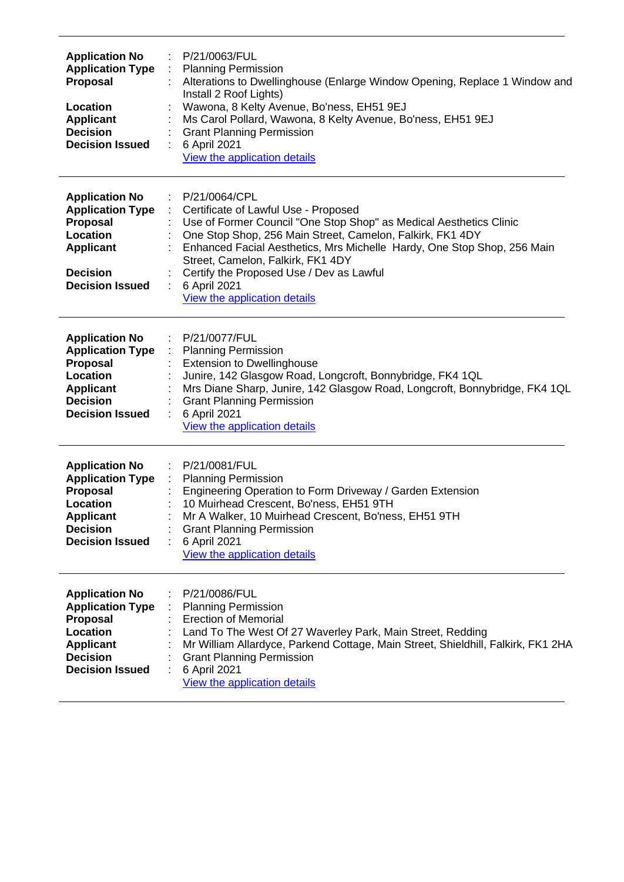---

**Application No** : P/21/0063/FUL
**Application Type** : Planning Permission
**Proposal** : Alterations to Dwellinghouse (Enlarge Window Opening, Replace 1 Window and Install 2 Roof Lights)
**Location** : Wawona, 8 Kelty Avenue, Bo'ness, EH51 9EJ
**Applicant** : Ms Carol Pollard, Wawona, 8 Kelty Avenue, Bo'ness, EH51 9EJ
**Decision** : Grant Planning Permission
**Decision Issued** : 6 April 2021
View the application details

---

**Application No** : P/21/0064/CPL
**Application Type** : Certificate of Lawful Use - Proposed
**Proposal** : Use of Former Council "One Stop Shop" as Medical Aesthetics Clinic
**Location** : One Stop Shop, 256 Main Street, Camelon, Falkirk, FK1 4DY
**Applicant** : Enhanced Facial Aesthetics, Mrs Michelle Hardy, One Stop Shop, 256 Main Street, Camelon, Falkirk, FK1 4DY
**Decision** : Certify the Proposed Use / Dev as Lawful
**Decision Issued** : 6 April 2021
View the application details

---

**Application No** : P/21/0077/FUL
**Application Type** : Planning Permission
**Proposal** : Extension to Dwellinghouse
**Location** : Junire, 142 Glasgow Road, Longcroft, Bonnybridge, FK4 1QL
**Applicant** : Mrs Diane Sharp, Junire, 142 Glasgow Road, Longcroft, Bonnybridge, FK4 1QL
**Decision** : Grant Planning Permission
**Decision Issued** : 6 April 2021
View the application details

---

**Application No** : P/21/0081/FUL
**Application Type** : Planning Permission
**Proposal** : Engineering Operation to Form Driveway / Garden Extension
**Location** : 10 Muirhead Crescent, Bo'ness, EH51 9TH
**Applicant** : Mr A Walker, 10 Muirhead Crescent, Bo'ness, EH51 9TH
**Decision** : Grant Planning Permission
**Decision Issued** : 6 April 2021
View the application details

---

**Application No** : P/21/0086/FUL
**Application Type** : Planning Permission
**Proposal** : Erection of Memorial
**Location** : Land To The West Of 27 Waverley Park, Main Street, Redding
**Applicant** : Mr William Allardyce, Parkend Cottage, Main Street, Shieldhill, Falkirk, FK1 2HA
**Decision** : Grant Planning Permission
**Decision Issued** : 6 April 2021
View the application details

---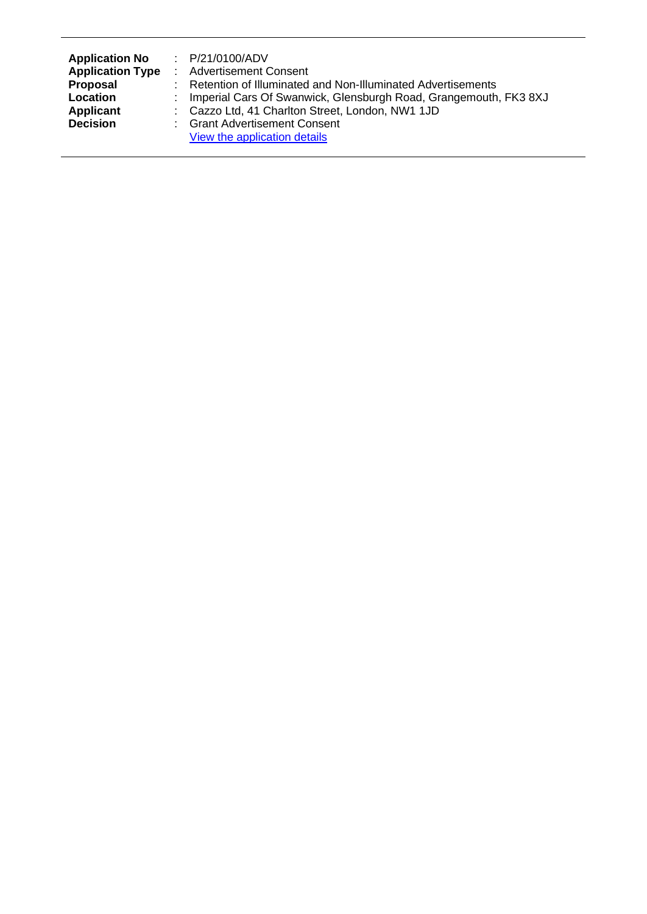| | | |
|---|---|---|
| **Application No** | : | P/21/0100/ADV |
| **Application Type** | : | Advertisement Consent |
| **Proposal** | : | Retention of Illuminated and Non-Illuminated Advertisements |
| **Location** | : | Imperial Cars Of Swanwick, Glensburgh Road, Grangemouth, FK3 8XJ |
| **Applicant** | : | Cazzo Ltd, 41 Charlton Street, London, NW1 1JD |
| **Decision** | : | Grant Advertisement Consent |
| | | View the application details |